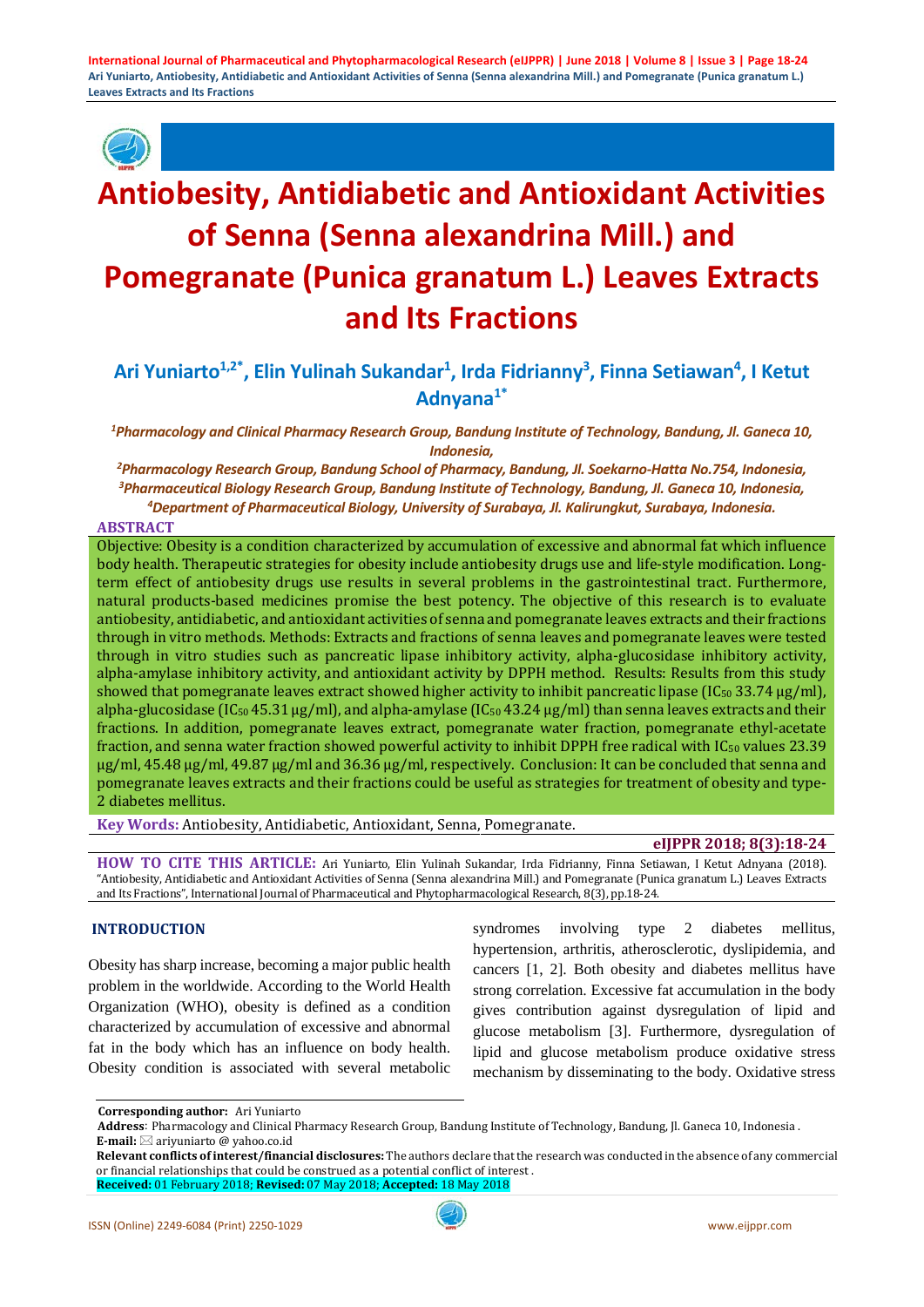# Antiobesity, Antidiabetic and Antioxidant Activities of Senna (Senna alexandrina Mill.) and Pomegranate (Punica granatum L.) Leaves Extracts and Its Fractions

**Ari Yuniarto[1,2*], Elin Yulinah Sukandar[1], Irda Fidrianny[3], Finna Setiawan[4], I Ketut Adnyana[1*]**

*[1]Pharmacology and Clinical Pharmacy Research Group, Bandung Institute of Technology, Bandung, Jl. Ganeca 10, Indonesia,*

*[2]Pharmacology Research Group, Bandung School of Pharmacy, Bandung, Jl. Soekarno-Hatta No.754, Indonesia,*

*[3]Pharmaceutical Biology Research Group, Bandung Institute of Technology, Bandung, Jl. Ganeca 10, Indonesia,*

*[4]Department of Pharmaceutical Biology, University of Surabaya, Jl. Kalirungkut, Surabaya, Indonesia.*

## ABSTRACT

Objective: Obesity is a condition characterized by accumulation of excessive and abnormal fat which influence body health. Therapeutic strategies for obesity include antiobesity drugs use and life-style modification. Long-term effect of antiobesity drugs use results in several problems in the gastrointestinal tract. Furthermore, natural products-based medicines promise the best potency. The objective of this research is to evaluate antiobesity, antidiabetic, and antioxidant activities of senna and pomegranate leaves extracts and their fractions through in vitro methods. Methods: Extracts and fractions of senna leaves and pomegranate leaves were tested through in vitro studies such as pancreatic lipase inhibitory activity, alpha-glucosidase inhibitory activity, alpha-amylase inhibitory activity, and antioxidant activity by DPPH method. Results: Results from this study showed that pomegranate leaves extract showed higher activity to inhibit pancreatic lipase ($IC_{50}$ 33.74 µg/ml), alpha-glucosidase ($IC_{50}$ 45.31 µg/ml), and alpha-amylase ($IC_{50}$ 43.24 µg/ml) than senna leaves extracts and their fractions. In addition, pomegranate leaves extract, pomegranate water fraction, pomegranate ethyl-acetate fraction, and senna water fraction showed powerful activity to inhibit DPPH free radical with $IC_{50}$ values 23.39 µg/ml, 45.48 µg/ml, 49.87 µg/ml and 36.36 µg/ml, respectively. Conclusion: It can be concluded that senna and pomegranate leaves extracts and their fractions could be useful as strategies for treatment of obesity and type-2 diabetes mellitus.

**Key Words:** Antiobesity, Antidiabetic, Antioxidant, Senna, Pomegranate.

**eIJPPR 2018; 8(3):18-24**

**HOW TO CITE THIS ARTICLE:** Ari Yuniarto, Elin Yulinah Sukandar, Irda Fidrianny, Finna Setiawan, I Ketut Adnyana (2018). "Antiobesity, Antidiabetic and Antioxidant Activities of Senna (Senna alexandrina Mill.) and Pomegranate (Punica granatum L.) Leaves Extracts and Its Fractions", International Journal of Pharmaceutical and Phytopharmacological Research, 8(3), pp.18-24.

## INTRODUCTION

Obesity has sharp increase, becoming a major public health problem in the worldwide. According to the World Health Organization (WHO), obesity is defined as a condition characterized by accumulation of excessive and abnormal fat in the body which has an influence on body health. Obesity condition is associated with several metabolic syndromes involving type 2 diabetes mellitus, hypertension, arthritis, atherosclerotic, dyslipidemia, and cancers [1, 2]. Both obesity and diabetes mellitus have strong correlation. Excessive fat accumulation in the body gives contribution against dysregulation of lipid and glucose metabolism [3]. Furthermore, dysregulation of lipid and glucose metabolism produce oxidative stress mechanism by disseminating to the body. Oxidative stress

**Corresponding author:** Ari Yuniarto

**Address**: Pharmacology and Clinical Pharmacy Research Group, Bandung Institute of Technology, Bandung, Jl. Ganeca 10, Indonesia .

**E-mail:** ariyuniarto @ yahoo.co.id

**Relevant conflicts of interest/financial disclosures:** The authors declare that the research was conducted in the absence of any commercial or financial relationships that could be construed as a potential conflict of interest .

**Received:** 01 February 2018; **Revised:** 07 May 2018; **Accepted:** 18 May 2018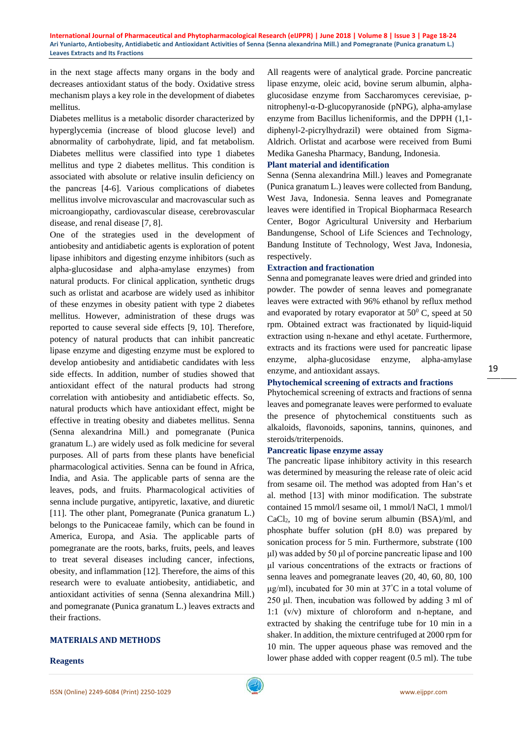in the next stage affects many organs in the body and decreases antioxidant status of the body. Oxidative stress mechanism plays a key role in the development of diabetes mellitus.

Diabetes mellitus is a metabolic disorder characterized by hyperglycemia (increase of blood glucose level) and abnormality of carbohydrate, lipid, and fat metabolism. Diabetes mellitus were classified into type 1 diabetes mellitus and type 2 diabetes mellitus. This condition is associated with absolute or relative insulin deficiency on the pancreas [4-6]. Various complications of diabetes mellitus involve microvascular and macrovascular such as microangiopathy, cardiovascular disease, cerebrovascular disease, and renal disease [7, 8].

One of the strategies used in the development of antiobesity and antidiabetic agents is exploration of potent lipase inhibitors and digesting enzyme inhibitors (such as alpha-glucosidase and alpha-amylase enzymes) from natural products. For clinical application, synthetic drugs such as orlistat and acarbose are widely used as inhibitor of these enzymes in obesity patient with type 2 diabetes mellitus. However, administration of these drugs was reported to cause several side effects [9, 10]. Therefore, potency of natural products that can inhibit pancreatic lipase enzyme and digesting enzyme must be explored to develop antiobesity and antidiabetic candidates with less side effects. In addition, number of studies showed that antioxidant effect of the natural products had strong correlation with antiobesity and antidiabetic effects. So, natural products which have antioxidant effect, might be effective in treating obesity and diabetes mellitus. Senna (Senna alexandrina Mill.) and pomegranate (Punica granatum L.) are widely used as folk medicine for several purposes. All of parts from these plants have beneficial pharmacological activities. Senna can be found in Africa, India, and Asia. The applicable parts of senna are the leaves, pods, and fruits. Pharmacological activities of senna include purgative, antipyretic, laxative, and diuretic [11]. The other plant, Pomegranate (Punica granatum L.) belongs to the Punicaceae family, which can be found in America, Europa, and Asia. The applicable parts of pomegranate are the roots, barks, fruits, peels, and leaves to treat several diseases including cancer, infections, obesity, and inflammation [12]. Therefore, the aims of this research were to evaluate antiobesity, antidiabetic, and antioxidant activities of senna (Senna alexandrina Mill.) and pomegranate (Punica granatum L.) leaves extracts and their fractions.

## MATERIALS AND METHODS

### Reagents

All reagents were of analytical grade. Porcine pancreatic lipase enzyme, oleic acid, bovine serum albumin, alpha-glucosidase enzyme from Saccharomyces cerevisiae, p-nitrophenyl-α-D-glucopyranoside (pNPG), alpha-amylase enzyme from Bacillus licheniformis, and the DPPH (1,1-diphenyl-2-picrylhydrazil) were obtained from Sigma-Aldrich. Orlistat and acarbose were received from Bumi Medika Ganesha Pharmacy, Bandung, Indonesia.

### Plant material and identification

Senna (Senna alexandrina Mill.) leaves and Pomegranate (Punica granatum L.) leaves were collected from Bandung, West Java, Indonesia. Senna leaves and Pomegranate leaves were identified in Tropical Biopharmaca Research Center, Bogor Agricultural University and Herbarium Bandungense, School of Life Sciences and Technology, Bandung Institute of Technology, West Java, Indonesia, respectively.

### Extraction and fractionation

Senna and pomegranate leaves were dried and grinded into powder. The powder of senna leaves and pomegranate leaves were extracted with 96% ethanol by reflux method and evaporated by rotary evaporator at $50^0$ C, speed at 50 rpm. Obtained extract was fractionated by liquid-liquid extraction using n-hexane and ethyl acetate. Furthermore, extracts and its fractions were used for pancreatic lipase enzyme, alpha-glucosidase enzyme, alpha-amylase enzyme, and antioxidant assays.

### Phytochemical screening of extracts and fractions

Phytochemical screening of extracts and fractions of senna leaves and pomegranate leaves were performed to evaluate the presence of phytochemical constituents such as alkaloids, flavonoids, saponins, tannins, quinones, and steroids/triterpenoids.

### Pancreatic lipase enzyme assay

The pancreatic lipase inhibitory activity in this research was determined by measuring the release rate of oleic acid from sesame oil. The method was adopted from Han's et al. method [13] with minor modification. The substrate contained 15 mmol/l sesame oil, 1 mmol/l NaCl, 1 mmol/l $CaCl_2$, 10 mg of bovine serum albumin (BSA)/ml, and phosphate buffer solution (pH 8.0) was prepared by sonication process for 5 min. Furthermore, substrate (100 µl) was added by 50 µl of porcine pancreatic lipase and 100 µl various concentrations of the extracts or fractions of senna leaves and pomegranate leaves (20, 40, 60, 80, 100 µg/ml), incubated for 30 min at 37°C in a total volume of 250 µl. Then, incubation was followed by adding 3 ml of 1:1 (v/v) mixture of chloroform and n-heptane, and extracted by shaking the centrifuge tube for 10 min in a shaker. In addition, the mixture centrifuged at 2000 rpm for 10 min. The upper aqueous phase was removed and the lower phase added with copper reagent (0.5 ml). The tube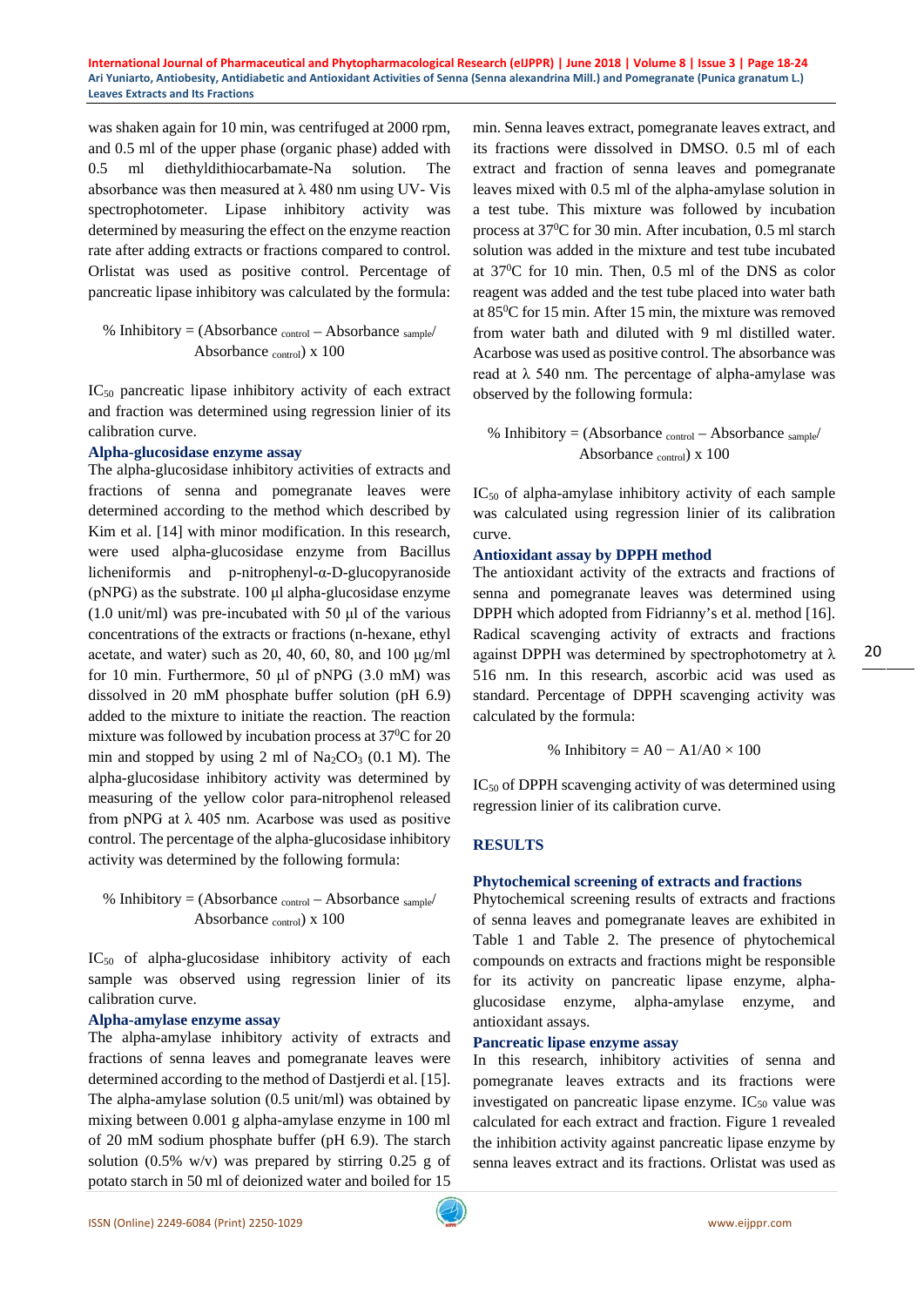was shaken again for 10 min, was centrifuged at 2000 rpm, and 0.5 ml of the upper phase (organic phase) added with 0.5 ml diethyldithiocarbamate-Na solution. The absorbance was then measured at λ 480 nm using UV- Vis spectrophotometer. Lipase inhibitory activity was determined by measuring the effect on the enzyme reaction rate after adding extracts or fractions compared to control. Orlistat was used as positive control. Percentage of pancreatic lipase inhibitory was calculated by the formula:

$$\% \text{ Inhibitory} = (\text{Absorbance}_{\text{control}} - \text{Absorbance}_{\text{sample}} / \text{Absorbance}_{\text{control}}) \times 100$$

$IC_{50}$ pancreatic lipase inhibitory activity of each extract and fraction was determined using regression linier of its calibration curve.

### Alpha-glucosidase enzyme assay

The alpha-glucosidase inhibitory activities of extracts and fractions of senna and pomegranate leaves were determined according to the method which described by Kim et al. [14] with minor modification. In this research, were used alpha-glucosidase enzyme from Bacillus licheniformis and p-nitrophenyl-α-D-glucopyranoside (pNPG) as the substrate. 100 µl alpha-glucosidase enzyme (1.0 unit/ml) was pre-incubated with 50 µl of the various concentrations of the extracts or fractions (n-hexane, ethyl acetate, and water) such as 20, 40, 60, 80, and 100 µg/ml for 10 min. Furthermore, 50 µl of pNPG (3.0 mM) was dissolved in 20 mM phosphate buffer solution (pH 6.9) added to the mixture to initiate the reaction. The reaction mixture was followed by incubation process at $37^0$C for 20 min and stopped by using 2 ml of $Na_2CO_3$ (0.1 M). The alpha-glucosidase inhibitory activity was determined by measuring of the yellow color para-nitrophenol released from pNPG at λ 405 nm. Acarbose was used as positive control. The percentage of the alpha-glucosidase inhibitory activity was determined by the following formula:

$$\% \text{ Inhibitory} = (\text{Absorbance}_{\text{control}} - \text{Absorbance}_{\text{sample}} / \text{Absorbance}_{\text{control}}) \times 100$$

$IC_{50}$ of alpha-glucosidase inhibitory activity of each sample was observed using regression linier of its calibration curve.

### Alpha-amylase enzyme assay

The alpha-amylase inhibitory activity of extracts and fractions of senna leaves and pomegranate leaves were determined according to the method of Dastjerdi et al. [15]. The alpha-amylase solution (0.5 unit/ml) was obtained by mixing between 0.001 g alpha-amylase enzyme in 100 ml of 20 mM sodium phosphate buffer (pH 6.9). The starch solution (0.5% w/v) was prepared by stirring 0.25 g of potato starch in 50 ml of deionized water and boiled for 15 min. Senna leaves extract, pomegranate leaves extract, and its fractions were dissolved in DMSO. 0.5 ml of each extract and fraction of senna leaves and pomegranate leaves mixed with 0.5 ml of the alpha-amylase solution in a test tube. This mixture was followed by incubation process at $37^0$C for 30 min. After incubation, 0.5 ml starch solution was added in the mixture and test tube incubated at $37^0$C for 10 min. Then, 0.5 ml of the DNS as color reagent was added and the test tube placed into water bath at $85^0$C for 15 min. After 15 min, the mixture was removed from water bath and diluted with 9 ml distilled water. Acarbose was used as positive control. The absorbance was read at λ 540 nm. The percentage of alpha-amylase was observed by the following formula:

$$\% \text{ Inhibitory} = (\text{Absorbance}_{\text{control}} - \text{Absorbance}_{\text{sample}} / \text{Absorbance}_{\text{control}}) \times 100$$

$IC_{50}$ of alpha-amylase inhibitory activity of each sample was calculated using regression linier of its calibration curve.

### Antioxidant assay by DPPH method

The antioxidant activity of the extracts and fractions of senna and pomegranate leaves was determined using DPPH which adopted from Fidrianny's et al. method [16]. Radical scavenging activity of extracts and fractions against DPPH was determined by spectrophotometry at λ 516 nm. In this research, ascorbic acid was used as standard. Percentage of DPPH scavenging activity was calculated by the formula:

$$\% \text{ Inhibitory} = A0 - A1/A0 \times 100$$

$IC_{50}$ of DPPH scavenging activity of was determined using regression linier of its calibration curve.

## RESULTS

### Phytochemical screening of extracts and fractions

Phytochemical screening results of extracts and fractions of senna leaves and pomegranate leaves are exhibited in Table 1 and Table 2. The presence of phytochemical compounds on extracts and fractions might be responsible for its activity on pancreatic lipase enzyme, alpha-glucosidase enzyme, alpha-amylase enzyme, and antioxidant assays.

### Pancreatic lipase enzyme assay

In this research, inhibitory activities of senna and pomegranate leaves extracts and its fractions were investigated on pancreatic lipase enzyme. $IC_{50}$ value was calculated for each extract and fraction. Figure 1 revealed the inhibition activity against pancreatic lipase enzyme by senna leaves extract and its fractions. Orlistat was used as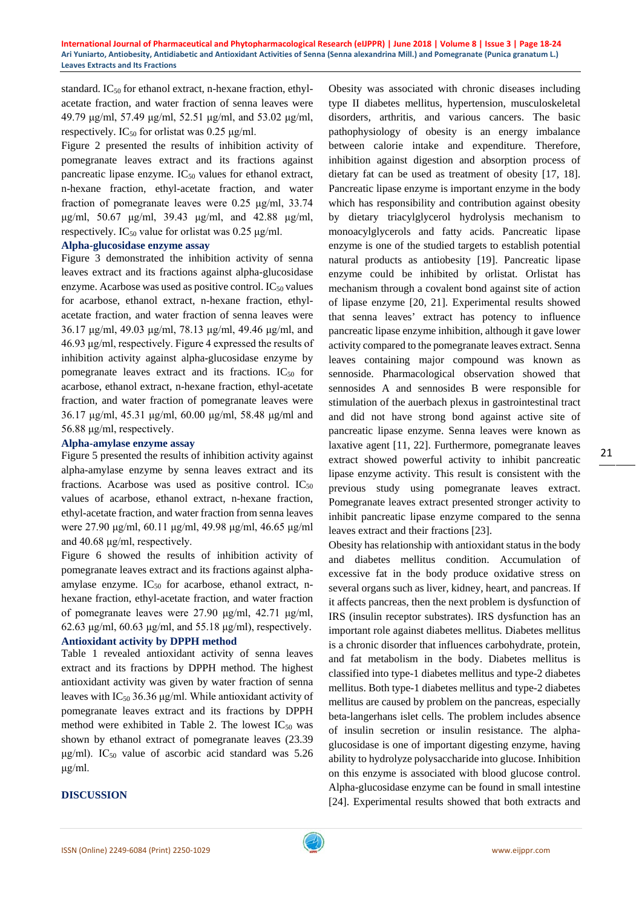standard. $IC_{50}$ for ethanol extract, n-hexane fraction, ethyl-acetate fraction, and water fraction of senna leaves were 49.79 μg/ml, 57.49 μg/ml, 52.51 μg/ml, and 53.02 μg/ml, respectively. $IC_{50}$ for orlistat was 0.25 μg/ml.

Figure 2 presented the results of inhibition activity of pomegranate leaves extract and its fractions against pancreatic lipase enzyme. $IC_{50}$ values for ethanol extract, n-hexane fraction, ethyl-acetate fraction, and water fraction of pomegranate leaves were 0.25 μg/ml, 33.74 μg/ml, 50.67 μg/ml, 39.43 μg/ml, and 42.88 μg/ml, respectively. $IC_{50}$ value for orlistat was 0.25 μg/ml.

### Alpha-glucosidase enzyme assay

Figure 3 demonstrated the inhibition activity of senna leaves extract and its fractions against alpha-glucosidase enzyme. Acarbose was used as positive control. $IC_{50}$ values for acarbose, ethanol extract, n-hexane fraction, ethyl-acetate fraction, and water fraction of senna leaves were 36.17 μg/ml, 49.03 μg/ml, 78.13 μg/ml, 49.46 μg/ml, and 46.93 μg/ml, respectively. Figure 4 expressed the results of inhibition activity against alpha-glucosidase enzyme by pomegranate leaves extract and its fractions. $IC_{50}$ for acarbose, ethanol extract, n-hexane fraction, ethyl-acetate fraction, and water fraction of pomegranate leaves were 36.17 μg/ml, 45.31 μg/ml, 60.00 μg/ml, 58.48 μg/ml and 56.88 μg/ml, respectively.

### Alpha-amylase enzyme assay

Figure 5 presented the results of inhibition activity against alpha-amylase enzyme by senna leaves extract and its fractions. Acarbose was used as positive control. $IC_{50}$ values of acarbose, ethanol extract, n-hexane fraction, ethyl-acetate fraction, and water fraction from senna leaves were 27.90 μg/ml, 60.11 μg/ml, 49.98 μg/ml, 46.65 μg/ml and 40.68 μg/ml, respectively.

Figure 6 showed the results of inhibition activity of pomegranate leaves extract and its fractions against alpha-amylase enzyme. $IC_{50}$ for acarbose, ethanol extract, n-hexane fraction, ethyl-acetate fraction, and water fraction of pomegranate leaves were 27.90 μg/ml, 42.71 μg/ml, 62.63 μg/ml, 60.63 μg/ml, and 55.18 μg/ml), respectively.

### Antioxidant activity by DPPH method

Table 1 revealed antioxidant activity of senna leaves extract and its fractions by DPPH method. The highest antioxidant activity was given by water fraction of senna leaves with $IC_{50}$ 36.36 μg/ml. While antioxidant activity of pomegranate leaves extract and its fractions by DPPH method were exhibited in Table 2. The lowest $IC_{50}$ was shown by ethanol extract of pomegranate leaves (23.39 μg/ml). $IC_{50}$ value of ascorbic acid standard was 5.26 μg/ml.

## DISCUSSION

Obesity was associated with chronic diseases including type II diabetes mellitus, hypertension, musculoskeletal disorders, arthritis, and various cancers. The basic pathophysiology of obesity is an energy imbalance between calorie intake and expenditure. Therefore, inhibition against digestion and absorption process of dietary fat can be used as treatment of obesity [17, 18]. Pancreatic lipase enzyme is important enzyme in the body which has responsibility and contribution against obesity by dietary triacylglycerol hydrolysis mechanism to monoacylglycerols and fatty acids. Pancreatic lipase enzyme is one of the studied targets to establish potential natural products as antiobesity [19]. Pancreatic lipase enzyme could be inhibited by orlistat. Orlistat has mechanism through a covalent bond against site of action of lipase enzyme [20, 21]. Experimental results showed that senna leaves' extract has potency to influence pancreatic lipase enzyme inhibition, although it gave lower activity compared to the pomegranate leaves extract. Senna leaves containing major compound was known as sennoside. Pharmacological observation showed that sennosides A and sennosides B were responsible for stimulation of the auerbach plexus in gastrointestinal tract and did not have strong bond against active site of pancreatic lipase enzyme. Senna leaves were known as laxative agent [11, 22]. Furthermore, pomegranate leaves extract showed powerful activity to inhibit pancreatic lipase enzyme activity. This result is consistent with the previous study using pomegranate leaves extract. Pomegranate leaves extract presented stronger activity to inhibit pancreatic lipase enzyme compared to the senna leaves extract and their fractions [23].

Obesity has relationship with antioxidant status in the body and diabetes mellitus condition. Accumulation of excessive fat in the body produce oxidative stress on several organs such as liver, kidney, heart, and pancreas. If it affects pancreas, then the next problem is dysfunction of IRS (insulin receptor substrates). IRS dysfunction has an important role against diabetes mellitus. Diabetes mellitus is a chronic disorder that influences carbohydrate, protein, and fat metabolism in the body. Diabetes mellitus is classified into type-1 diabetes mellitus and type-2 diabetes mellitus. Both type-1 diabetes mellitus and type-2 diabetes mellitus are caused by problem on the pancreas, especially beta-langerhans islet cells. The problem includes absence of insulin secretion or insulin resistance. The alpha-glucosidase is one of important digesting enzyme, having ability to hydrolyze polysaccharide into glucose. Inhibition on this enzyme is associated with blood glucose control. Alpha-glucosidase enzyme can be found in small intestine [24]. Experimental results showed that both extracts and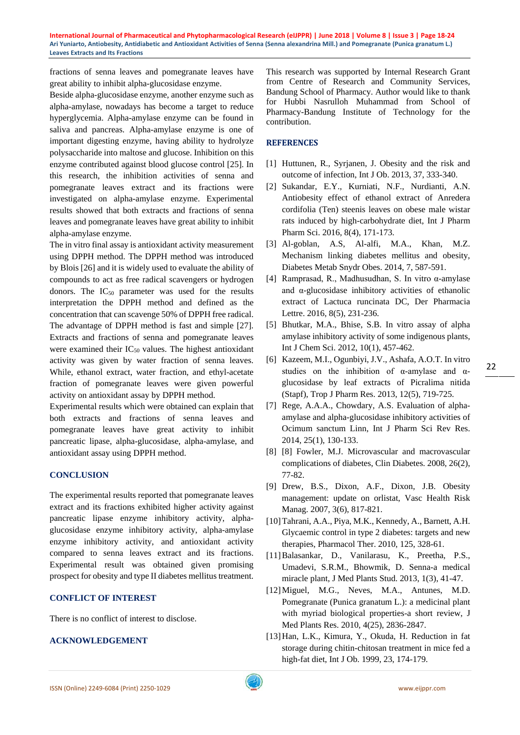fractions of senna leaves and pomegranate leaves have great ability to inhibit alpha-glucosidase enzyme.

Beside alpha-glucosidase enzyme, another enzyme such as alpha-amylase, nowadays has become a target to reduce hyperglycemia. Alpha-amylase enzyme can be found in saliva and pancreas. Alpha-amylase enzyme is one of important digesting enzyme, having ability to hydrolyze polysaccharide into maltose and glucose. Inhibition on this enzyme contributed against blood glucose control [25]. In this research, the inhibition activities of senna and pomegranate leaves extract and its fractions were investigated on alpha-amylase enzyme. Experimental results showed that both extracts and fractions of senna leaves and pomegranate leaves have great ability to inhibit alpha-amylase enzyme.

The in vitro final assay is antioxidant activity measurement using DPPH method. The DPPH method was introduced by Blois [26] and it is widely used to evaluate the ability of compounds to act as free radical scavengers or hydrogen donors. The $IC_{50}$ parameter was used for the results interpretation the DPPH method and defined as the concentration that can scavenge 50% of DPPH free radical. The advantage of DPPH method is fast and simple [27]. Extracts and fractions of senna and pomegranate leaves were examined their $IC_{50}$ values. The highest antioxidant activity was given by water fraction of senna leaves. While, ethanol extract, water fraction, and ethyl-acetate fraction of pomegranate leaves were given powerful activity on antioxidant assay by DPPH method.

Experimental results which were obtained can explain that both extracts and fractions of senna leaves and pomegranate leaves have great activity to inhibit pancreatic lipase, alpha-glucosidase, alpha-amylase, and antioxidant assay using DPPH method.

## CONCLUSION

The experimental results reported that pomegranate leaves extract and its fractions exhibited higher activity against pancreatic lipase enzyme inhibitory activity, alpha-glucosidase enzyme inhibitory activity, alpha-amylase enzyme inhibitory activity, and antioxidant activity compared to senna leaves extract and its fractions. Experimental result was obtained given promising prospect for obesity and type II diabetes mellitus treatment.

## CONFLICT OF INTEREST

There is no conflict of interest to disclose.

## ACKNOWLEDGEMENT

This research was supported by Internal Research Grant from Centre of Research and Community Services, Bandung School of Pharmacy. Author would like to thank for Hubbi Nasrulloh Muhammad from School of Pharmacy-Bandung Institute of Technology for the contribution.

## REFERENCES

[1] Huttunen, R., Syrjanen, J. Obesity and the risk and outcome of infection, Int J Ob. 2013, 37, 333-340.

[2] Sukandar, E.Y., Kurniati, N.F., Nurdianti, A.N. Antiobesity effect of ethanol extract of Anredera cordifolia (Ten) steenis leaves on obese male wistar rats induced by high-carbohydrate diet, Int J Pharm Pharm Sci. 2016, 8(4), 171-173.

[3] Al-goblan, A.S, Al-alfi, M.A., Khan, M.Z. Mechanism linking diabetes mellitus and obesity, Diabetes Metab Snydr Obes. 2014, 7, 587-591.

[4] Ramprasad, R., Madhusudhan, S. In vitro α-amylase and α-glucosidase inhibitory activities of ethanolic extract of Lactuca runcinata DC, Der Pharmacia Lettre. 2016, 8(5), 231-236.

[5] Bhutkar, M.A., Bhise, S.B. In vitro assay of alpha amylase inhibitory activity of some indigenous plants, Int J Chem Sci. 2012, 10(1), 457-462.

[6] Kazeem, M.I., Ogunbiyi, J.V., Ashafa, A.O.T. In vitro studies on the inhibition of α-amylase and α-glucosidase by leaf extracts of Picralima nitida (Stapf), Trop J Pharm Res. 2013, 12(5), 719-725.

[7] Rege, A.A.A., Chowdary, A.S. Evaluation of alpha-amylase and alpha-glucosidase inhibitory activities of Ocimum sanctum Linn, Int J Pharm Sci Rev Res. 2014, 25(1), 130-133.

[8] [8] Fowler, M.J. Microvascular and macrovascular complications of diabetes, Clin Diabetes. 2008, 26(2), 77-82.

[9] Drew, B.S., Dixon, A.F., Dixon, J.B. Obesity management: update on orlistat, Vasc Health Risk Manag. 2007, 3(6), 817-821.

[10] Tahrani, A.A., Piya, M.K., Kennedy, A., Barnett, A.H. Glycaemic control in type 2 diabetes: targets and new therapies, Pharmacol Ther. 2010, 125, 328-61.

[11] Balasankar, D., Vanilarasu, K., Preetha, P.S., Umadevi, S.R.M., Bhowmik, D. Senna-a medical miracle plant, J Med Plants Stud. 2013, 1(3), 41-47.

[12] Miguel, M.G., Neves, M.A., Antunes, M.D. Pomegranate (Punica granatum L.): a medicinal plant with myriad biological properties-a short review, J Med Plants Res. 2010, 4(25), 2836-2847.

[13] Han, L.K., Kimura, Y., Okuda, H. Reduction in fat storage during chitin-chitosan treatment in mice fed a high-fat diet, Int J Ob. 1999, 23, 174-179.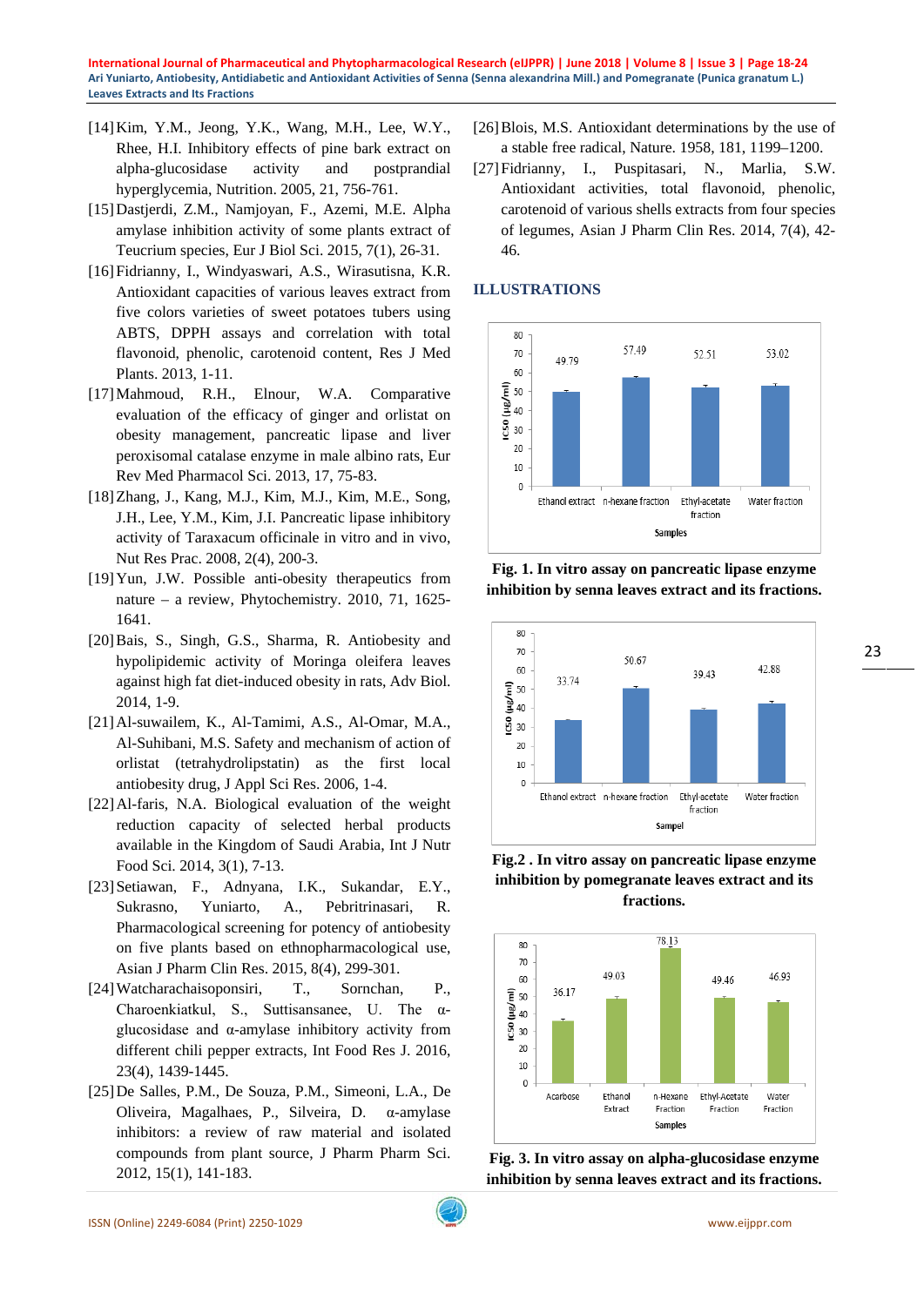[14] Kim, Y.M., Jeong, Y.K., Wang, M.H., Lee, W.Y., Rhee, H.I. Inhibitory effects of pine bark extract on alpha-glucosidase activity and postprandial hyperglycemia, Nutrition. 2005, 21, 756-761.

[15] Dastjerdi, Z.M., Namjoyan, F., Azemi, M.E. Alpha amylase inhibition activity of some plants extract of Teucrium species, Eur J Biol Sci. 2015, 7(1), 26-31.

[16] Fidrianny, I., Windyaswari, A.S., Wirasutisna, K.R. Antioxidant capacities of various leaves extract from five colors varieties of sweet potatoes tubers using ABTS, DPPH assays and correlation with total flavonoid, phenolic, carotenoid content, Res J Med Plants. 2013, 1-11.

[17] Mahmoud, R.H., Elnour, W.A. Comparative evaluation of the efficacy of ginger and orlistat on obesity management, pancreatic lipase and liver peroxisomal catalase enzyme in male albino rats, Eur Rev Med Pharmacol Sci. 2013, 17, 75-83.

[18] Zhang, J., Kang, M.J., Kim, M.J., Kim, M.E., Song, J.H., Lee, Y.M., Kim, J.I. Pancreatic lipase inhibitory activity of Taraxacum officinale in vitro and in vivo, Nut Res Prac. 2008, 2(4), 200-3.

[19] Yun, J.W. Possible anti-obesity therapeutics from nature – a review, Phytochemistry. 2010, 71, 1625-1641.

[20] Bais, S., Singh, G.S., Sharma, R. Antiobesity and hypolipidemic activity of Moringa oleifera leaves against high fat diet-induced obesity in rats, Adv Biol. 2014, 1-9.

[21] Al-suwailem, K., Al-Tamimi, A.S., Al-Omar, M.A., Al-Suhibani, M.S. Safety and mechanism of action of orlistat (tetrahydrolipstatin) as the first local antiobesity drug, J Appl Sci Res. 2006, 1-4.

[22] Al-faris, N.A. Biological evaluation of the weight reduction capacity of selected herbal products available in the Kingdom of Saudi Arabia, Int J Nutr Food Sci. 2014, 3(1), 7-13.

[23] Setiawan, F., Adnyana, I.K., Sukandar, E.Y., Sukrasno, Yuniarto, A., Pebritrinasari, R. Pharmacological screening for potency of antiobesity on five plants based on ethnopharmacological use, Asian J Pharm Clin Res. 2015, 8(4), 299-301.

[24] Watcharachaisoponsiri, T., Sornchan, P., Charoenkiatkul, S., Suttisansanee, U. The α-glucosidase and α-amylase inhibitory activity from different chili pepper extracts, Int Food Res J. 2016, 23(4), 1439-1445.

[25] De Salles, P.M., De Souza, P.M., Simeoni, L.A., De Oliveira, Magalhaes, P., Silveira, D. α-amylase inhibitors: a review of raw material and isolated compounds from plant source, J Pharm Pharm Sci. 2012, 15(1), 141-183.

[26] Blois, M.S. Antioxidant determinations by the use of a stable free radical, Nature. 1958, 181, 1199–1200.

[27] Fidrianny, I., Puspitasari, N., Marlia, S.W. Antioxidant activities, total flavonoid, phenolic, carotenoid of various shells extracts from four species of legumes, Asian J Pharm Clin Res. 2014, 7(4), 42-46.

## ILLUSTRATIONS

**Fig. 1. In vitro assay on pancreatic lipase enzyme inhibition by senna leaves extract and its fractions.**

| Samples | IC50 (µg/ml) |
|---|---|
| Ethanol extract | 49.79 |
| n-hexane fraction | 57.49 |
| Ethyl-acetate fraction | 52.51 |
| Water fraction | 53.02 |

**Fig.2 . In vitro assay on pancreatic lipase enzyme inhibition by pomegranate leaves extract and its fractions.**

| Sampel | IC50 (µg/ml) |
|---|---|
| Ethanol extract | 33.74 |
| n-hexane fraction | 50.67 |
| Ethyl-acetate fraction | 39.43 |
| Water fraction | 42.88 |

**Fig. 3. In vitro assay on alpha-glucosidase enzyme inhibition by senna leaves extract and its fractions.**

| Samples | IC50 (µg/ml) |
|---|---|
| Acarbose | 36.17 |
| Ethanol Extract | 49.03 |
| n-Hexane Fraction | 78.13 |
| Ethyl-Acetate Fraction | 49.46 |
| Water Fraction | 46.93 |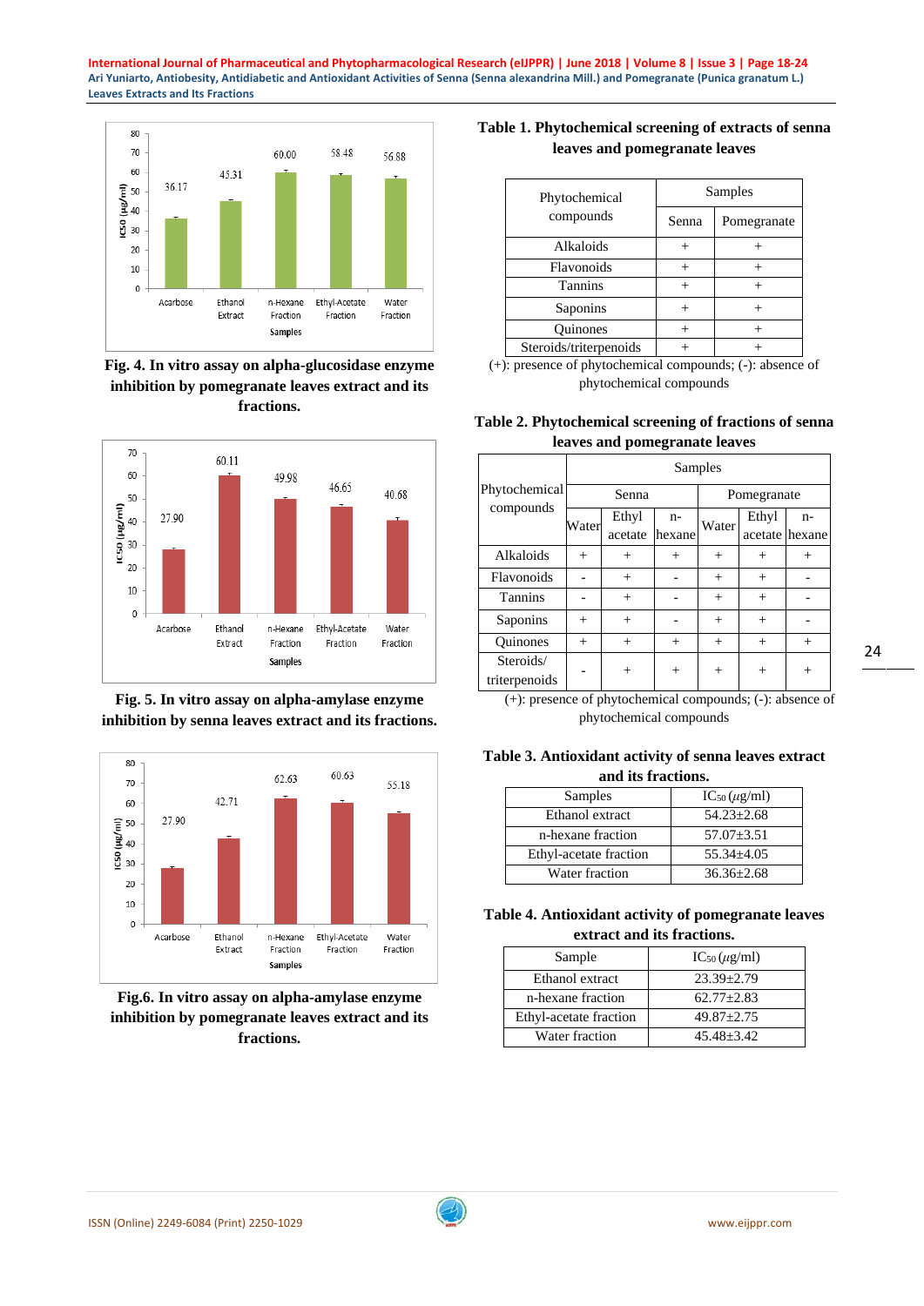80
70
60
50
40
30
20
10
0
IC50 (µg/ml)
36.17
45.31
60.00
58.48
56.88
Acarbose
Ethanol Extract
n-Hexane Fraction
Ethyl-Acetate Fraction
Water Fraction
Samples

**Fig. 4. In vitro assay on alpha-glucosidase enzyme inhibition by pomegranate leaves extract and its fractions.**

70
60
50
40
30
20
10
0
IC50 (µg/ml)
27.90
60.11
49.98
46.65
40.68
Acarbose
Ethanol Extract
n-Hexane Fraction
Ethyl-Acetate Fraction
Water Fraction
Samples

**Fig. 5. In vitro assay on alpha-amylase enzyme inhibition by senna leaves extract and its fractions.**

80
70
60
50
40
30
20
10
0
IC50 (µg/ml)
27.90
42.71
62.63
60.63
55.18
Acarbose
Ethanol Extract
n-Hexane Fraction
Ethyl-Acetate Fraction
Water Fraction
Samples

**Fig.6. In vitro assay on alpha-amylase enzyme inhibition by pomegranate leaves extract and its fractions.**

**Table 1. Phytochemical screening of extracts of senna leaves and pomegranate leaves**

| Phytochemical compounds | Samples | |
|---|---|---|
| | Senna | Pomegranate |
| Alkaloids | + | + |
| Flavonoids | + | + |
| Tannins | + | + |
| Saponins | + | + |
| Quinones | + | + |
| Steroids/triterpenoids | + | + |

(+): presence of phytochemical compounds; (-): absence of phytochemical compounds

**Table 2. Phytochemical screening of fractions of senna leaves and pomegranate leaves**

| Phytochemical compounds | Samples | | | | | |
|---|---|---|---|---|---|---|
| | Senna | | | Pomegranate | | |
| | Water | Ethyl acetate | n-hexane | Water | Ethyl acetate | n-hexane |
| Alkaloids | + | + | + | + | + | + |
| Flavonoids | - | + | - | + | + | - |
| Tannins | - | + | - | + | + | - |
| Saponins | + | + | - | + | + | - |
| Quinones | + | + | + | + | + | + |
| Steroids/ triterpenoids | - | + | + | + | + | + |

(+): presence of phytochemical compounds; (-): absence of phytochemical compounds

**Table 3. Antioxidant activity of senna leaves extract and its fractions.**

| Samples | $IC_{50}$ ($\mu$g/ml) |
|---|---|
| Ethanol extract | 54.23±2.68 |
| n-hexane fraction | 57.07±3.51 |
| Ethyl-acetate fraction | 55.34±4.05 |
| Water fraction | 36.36±2.68 |

**Table 4. Antioxidant activity of pomegranate leaves extract and its fractions.**

| Sample | $IC_{50}$ ($\mu$g/ml) |
|---|---|
| Ethanol extract | 23.39±2.79 |
| n-hexane fraction | 62.77±2.83 |
| Ethyl-acetate fraction | 49.87±2.75 |
| Water fraction | 45.48±3.42 |